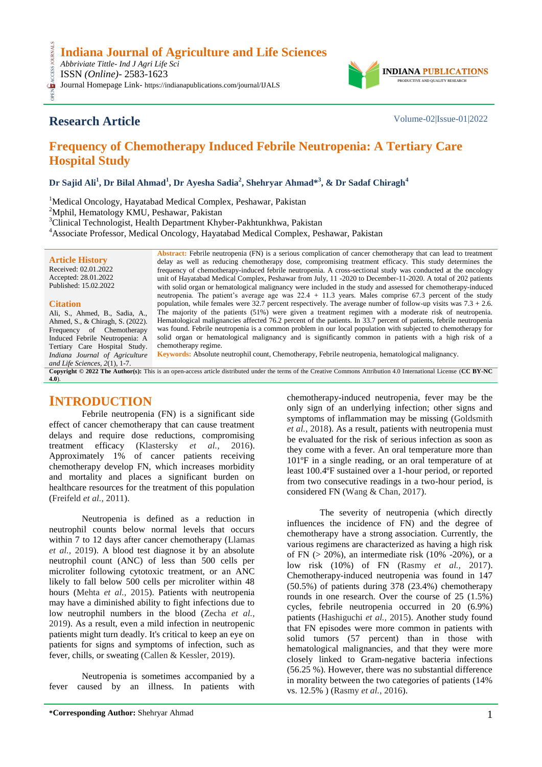# Indiana Journal of Agriculture and Life Sciences

*Abbriviate Tittle- Ind J Agri Life Sci*
ISSN *(Online)*- 2583-1623
Journal Homepage Link- https://indianapublications.com/journal/IJALS

INDIANA PUBLICATIONS
PRODUCTIVE AND QUALITY RESEARCH

## Research Article

Volume-02|Issue-01|2022

# Frequency of Chemotherapy Induced Febrile Neutropenia: A Tertiary Care Hospital Study

**Dr Sajid Ali[1], Dr Bilal Ahmad[1], Dr Ayesha Sadia[2], Shehryar Ahmad*[3], & Dr Sadaf Chiragh[4]**

[1]Medical Oncology, Hayatabad Medical Complex, Peshawar, Pakistan
[2]Mphil, Hematology KMU, Peshawar, Pakistan
[3]Clinical Technologist, Health Department Khyber-Pakhtunkhwa, Pakistan
[4]Associate Professor, Medical Oncology, Hayatabad Medical Complex, Peshawar, Pakistan

**Article History**
Received: 02.01.2022
Accepted: 28.01.2022
Published: 15.02.2022

**Citation**
Ali, S., Ahmed, B., Sadia, A., Ahmed, S., & Chiragh, S. (2022). Frequency of Chemotherapy Induced Febrile Neutropenia: A Tertiary Care Hospital Study. *Indiana Journal of Agriculture and Life Sciences, 2*(1), 1-7.

**Abstract:** Febrile neutropenia (FN) is a serious complication of cancer chemotherapy that can lead to treatment delay as well as reducing chemotherapy dose, compromising treatment efficacy. This study determines the frequency of chemotherapy-induced febrile neutropenia. A cross-sectional study was conducted at the oncology unit of Hayatabad Medical Complex, Peshawar from July, 11 -2020 to December-11-2020. A total of 202 patients with solid organ or hematological malignancy were included in the study and assessed for chemotherapy-induced neutropenia. The patient's average age was 22.4 + 11.3 years. Males comprise 67.3 percent of the study population, while females were 32.7 percent respectively. The average number of follow-up visits was 7.3 + 2.6. The majority of the patients (51%) were given a treatment regimen with a moderate risk of neutropenia. Hematological malignancies affected 76.2 percent of the patients. In 33.7 percent of patients, febrile neutropenia was found. Febrile neutropenia is a common problem in our local population with subjected to chemotherapy for solid organ or hematological malignancy and is significantly common in patients with a high risk of a chemotherapy regime.

**Keywords:** Absolute neutrophil count, Chemotherapy, Febrile neutropenia, hematological malignancy.

**Copyright © 2022 The Author(s):** This is an open-access article distributed under the terms of the Creative Commons Attribution 4.0 International License (**CC BY-NC 4.0**).

## INTRODUCTION

Febrile neutropenia (FN) is a significant side effect of cancer chemotherapy that can cause treatment delays and require dose reductions, compromising treatment efficacy (Klastersky *et al.,* 2016). Approximately 1% of cancer patients receiving chemotherapy develop FN, which increases morbidity and mortality and places a significant burden on healthcare resources for the treatment of this population (Freifeld *et al.,* 2011).

Neutropenia is defined as a reduction in neutrophil counts below normal levels that occurs within 7 to 12 days after cancer chemotherapy (Llamas *et al.,* 2019). A blood test diagnose it by an absolute neutrophil count (ANC) of less than 500 cells per microliter following cytotoxic treatment, or an ANC likely to fall below 500 cells per microliter within 48 hours (Mehta *et al.,* 2015). Patients with neutropenia may have a diminished ability to fight infections due to low neutrophil numbers in the blood (Zecha *et al.,* 2019). As a result, even a mild infection in neutropenic patients might turn deadly. It's critical to keep an eye on patients for signs and symptoms of infection, such as fever, chills, or sweating (Callen & Kessler, 2019).

Neutropenia is sometimes accompanied by a fever caused by an illness. In patients with chemotherapy-induced neutropenia, fever may be the only sign of an underlying infection; other signs and symptoms of inflammation may be missing (Goldsmith *et al.,* 2018). As a result, patients with neutropenia must be evaluated for the risk of serious infection as soon as they come with a fever. An oral temperature more than 101ºF in a single reading, or an oral temperature of at least 100.4ºF sustained over a 1-hour period, or reported from two consecutive readings in a two-hour period, is considered FN (Wang & Chan, 2017).

The severity of neutropenia (which directly influences the incidence of FN) and the degree of chemotherapy have a strong association. Currently, the various regimens are characterized as having a high risk of FN (> 20%), an intermediate risk (10% -20%), or a low risk (10%) of FN (Rasmy *et al.,* 2017). Chemotherapy-induced neutropenia was found in 147 (50.5%) of patients during 378 (23.4%) chemotherapy rounds in one research. Over the course of 25 (1.5%) cycles, febrile neutropenia occurred in 20 (6.9%) patients (Hashiguchi *et al.,* 2015). Another study found that FN episodes were more common in patients with solid tumors (57 percent) than in those with hematological malignancies, and that they were more closely linked to Gram-negative bacteria infections (56.25 %). However, there was no substantial difference in morality between the two categories of patients (14% vs. 12.5% ) (Rasmy *et al.,* 2016).

***Corresponding Author:** Shehryar Ahmad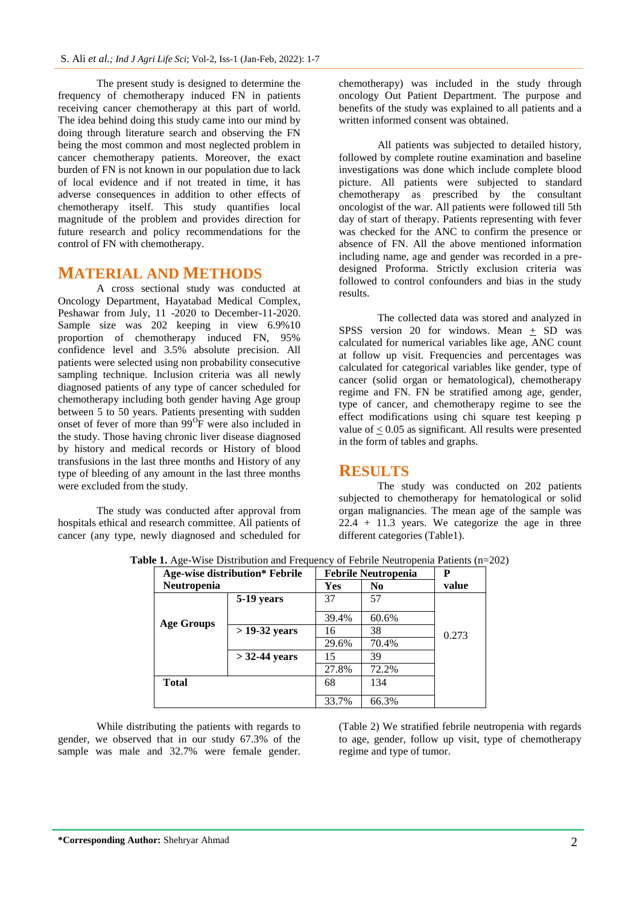The present study is designed to determine the frequency of chemotherapy induced FN in patients receiving cancer chemotherapy at this part of world. The idea behind doing this study came into our mind by doing through literature search and observing the FN being the most common and most neglected problem in cancer chemotherapy patients. Moreover, the exact burden of FN is not known in our population due to lack of local evidence and if not treated in time, it has adverse consequences in addition to other effects of chemotherapy itself. This study quantifies local magnitude of the problem and provides direction for future research and policy recommendations for the control of FN with chemotherapy.

## MATERIAL AND METHODS

A cross sectional study was conducted at Oncology Department, Hayatabad Medical Complex, Peshawar from July, 11 -2020 to December-11-2020. Sample size was 202 keeping in view 6.9%10 proportion of chemotherapy induced FN, 95% confidence level and 3.5% absolute precision. All patients were selected using non probability consecutive sampling technique. Inclusion criteria was all newly diagnosed patients of any type of cancer scheduled for chemotherapy including both gender having Age group between 5 to 50 years. Patients presenting with sudden onset of fever of more than 99$^{O}$F were also included in the study. Those having chronic liver disease diagnosed by history and medical records or History of blood transfusions in the last three months and History of any type of bleeding of any amount in the last three months were excluded from the study.

The study was conducted after approval from hospitals ethical and research committee. All patients of cancer (any type, newly diagnosed and scheduled for chemotherapy) was included in the study through oncology Out Patient Department. The purpose and benefits of the study was explained to all patients and a written informed consent was obtained.

All patients was subjected to detailed history, followed by complete routine examination and baseline investigations was done which include complete blood picture. All patients were subjected to standard chemotherapy as prescribed by the consultant oncologist of the war. All patients were followed till 5th day of start of therapy. Patients representing with fever was checked for the ANC to confirm the presence or absence of FN. All the above mentioned information including name, age and gender was recorded in a pre-designed Proforma. Strictly exclusion criteria was followed to control confounders and bias in the study results.

The collected data was stored and analyzed in SPSS version 20 for windows. Mean $\pm$ SD was calculated for numerical variables like age, ANC count at follow up visit. Frequencies and percentages was calculated for categorical variables like gender, type of cancer (solid organ or hematological), chemotherapy regime and FN. FN be stratified among age, gender, type of cancer, and chemotherapy regime to see the effect modifications using chi square test keeping p value of $\leq$ 0.05 as significant. All results were presented in the form of tables and graphs.

## RESULTS

The study was conducted on 202 patients subjected to chemotherapy for hematological or solid organ malignancies. The mean age of the sample was 22.4 + 11.3 years. We categorize the age in three different categories (Table1).

**Table 1.** Age-Wise Distribution and Frequency of Febrile Neutropenia Patients (n=202)

| Age-wise distribution* Febrile Neutropenia | | Febrile Neutropenia | | P value |
|---|---|---|---|---|
| | | Yes | No | |
| Age Groups | 5-19 years | 37 | 57 | 0.273 |
| | | 39.4% | 60.6% | |
| | > 19-32 years | 16 | 38 | |
| | | 29.6% | 70.4% | |
| | > 32-44 years | 15 | 39 | |
| | | 27.8% | 72.2% | |
| Total | | 68 | 134 | |
| | | 33.7% | 66.3% | |

While distributing the patients with regards to gender, we observed that in our study 67.3% of the sample was male and 32.7% were female gender. (Table 2) We stratified febrile neutropenia with regards to age, gender, follow up visit, type of chemotherapy regime and type of tumor.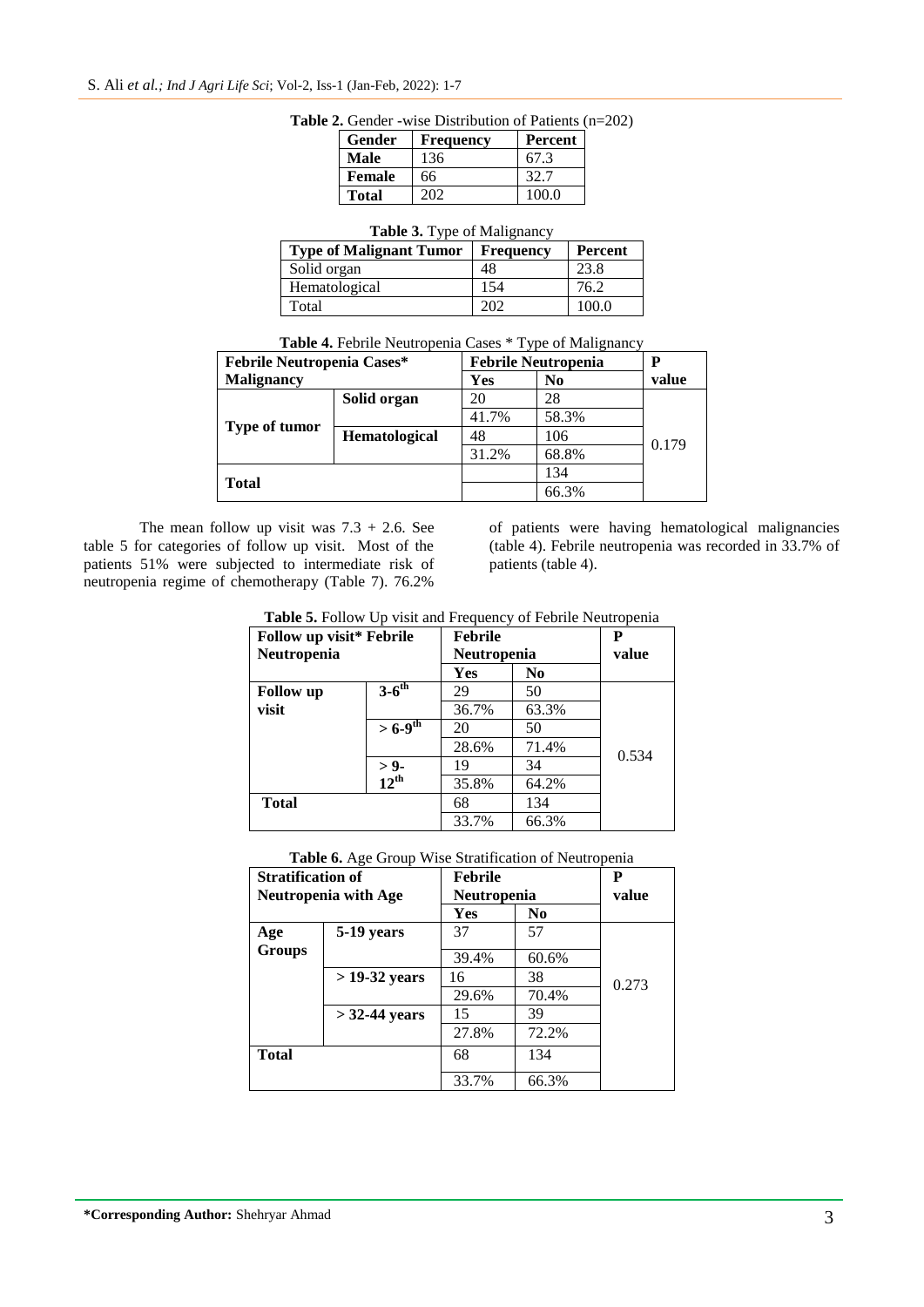**Table 2.** Gender -wise Distribution of Patients (n=202)

| Gender | Frequency | Percent |
|---|---|---|
| **Male** | 136 | 67.3 |
| **Female** | 66 | 32.7 |
| **Total** | 202 | 100.0 |

**Table 3.** Type of Malignancy

| Type of Malignant Tumor | Frequency | Percent |
|---|---|---|
| Solid organ | 48 | 23.8 |
| Hematological | 154 | 76.2 |
| Total | 202 | 100.0 |

**Table 4.** Febrile Neutropenia Cases * Type of Malignancy

| Febrile Neutropenia Cases* Malignancy | | Febrile Neutropenia | | P value |
|---|---|---|---|---|
| | | Yes | No | |
| Type of tumor | Solid organ | 20 | 28 | 0.179 |
| | | 41.7% | 58.3% | |
| | Hematological | 48 | 106 | |
| | | 31.2% | 68.8% | |
| Total | | | 134 | |
| | | | 66.3% | |

The mean follow up visit was 7.3 + 2.6. See table 5 for categories of follow up visit. Most of the patients 51% were subjected to intermediate risk of neutropenia regime of chemotherapy (Table 7). 76.2% of patients were having hematological malignancies (table 4). Febrile neutropenia was recorded in 33.7% of patients (table 4).

**Table 5.** Follow Up visit and Frequency of Febrile Neutropenia

| Follow up visit* Febrile Neutropenia | | Febrile Neutropenia | | P value |
|---|---|---|---|---|
| | | Yes | No | |
| Follow up visit | 3-6th | 29 | 50 | 0.534 |
| | | 36.7% | 63.3% | |
| | > 6-9th | 20 | 50 | |
| | | 28.6% | 71.4% | |
| | > 9-12th | 19 | 34 | |
| | | 35.8% | 64.2% | |
| Total | | 68 | 134 | |
| | | 33.7% | 66.3% | |

**Table 6.** Age Group Wise Stratification of Neutropenia

| Stratification of Neutropenia with Age | | Febrile Neutropenia | | P value |
|---|---|---|---|---|
| | | Yes | No | |
| Age Groups | 5-19 years | 37 | 57 | 0.273 |
| | | 39.4% | 60.6% | |
| | > 19-32 years | 16 | 38 | |
| | | 29.6% | 70.4% | |
| | > 32-44 years | 15 | 39 | |
| | | 27.8% | 72.2% | |
| Total | | 68 | 134 | |
| | | 33.7% | 66.3% | |

**\*Corresponding Author:** Shehryar Ahmad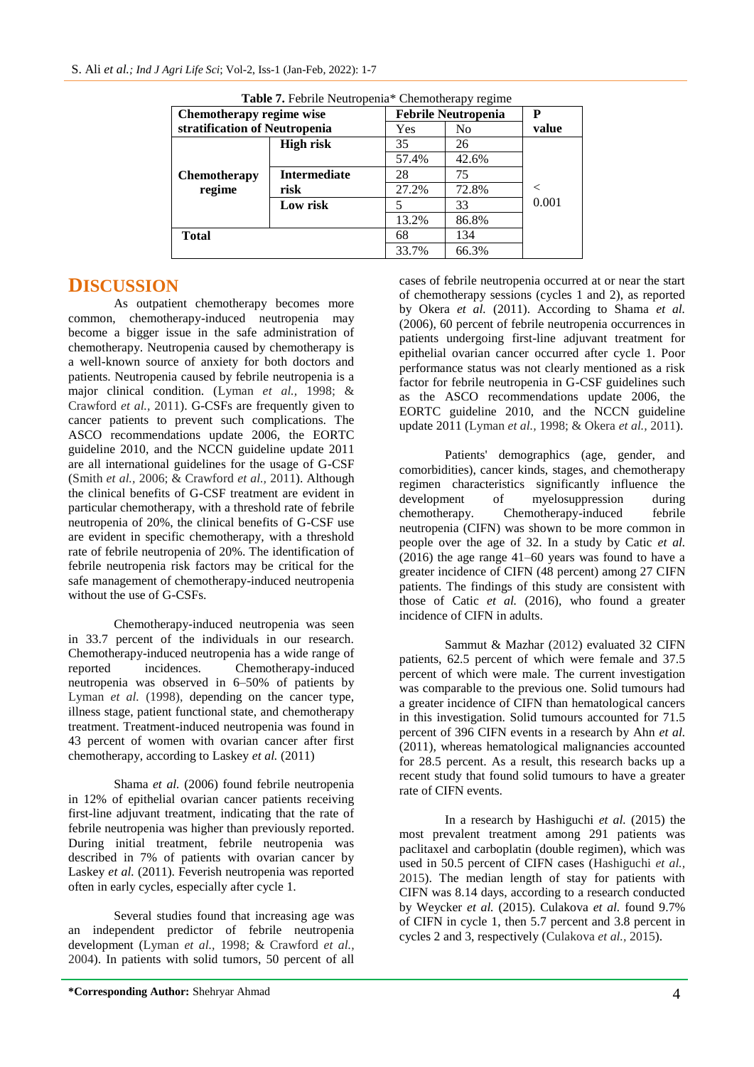**Table 7.** Febrile Neutropenia* Chemotherapy regime

| Chemotherapy regime wise stratification of Neutropenia | | Febrile Neutropenia | | P value |
|---|---|---|---|---|
| | | Yes | No | |
| Chemotherapy regime | High risk | 35 | 26 | < 0.001 |
| | | 57.4% | 42.6% | |
| | Intermediate risk | 28 | 75 | |
| | | 27.2% | 72.8% | |
| | Low risk | 5 | 33 | |
| | | 13.2% | 86.8% | |
| Total | | 68 | 134 | |
| | | 33.7% | 66.3% | |

## DISCUSSION

As outpatient chemotherapy becomes more common, chemotherapy-induced neutropenia may become a bigger issue in the safe administration of chemotherapy. Neutropenia caused by chemotherapy is a well-known source of anxiety for both doctors and patients. Neutropenia caused by febrile neutropenia is a major clinical condition. (Lyman *et al.,* 1998; & Crawford *et al.,* 2011). G-CSFs are frequently given to cancer patients to prevent such complications. The ASCO recommendations update 2006, the EORTC guideline 2010, and the NCCN guideline update 2011 are all international guidelines for the usage of G-CSF (Smith *et al.,* 2006; & Crawford *et al.,* 2011). Although the clinical benefits of G-CSF treatment are evident in particular chemotherapy, with a threshold rate of febrile neutropenia of 20%, the clinical benefits of G-CSF use are evident in specific chemotherapy, with a threshold rate of febrile neutropenia of 20%. The identification of febrile neutropenia risk factors may be critical for the safe management of chemotherapy-induced neutropenia without the use of G-CSFs.

Chemotherapy-induced neutropenia was seen in 33.7 percent of the individuals in our research. Chemotherapy-induced neutropenia has a wide range of reported incidences. Chemotherapy-induced neutropenia was observed in 6–50% of patients by Lyman *et al.* (1998), depending on the cancer type, illness stage, patient functional state, and chemotherapy treatment. Treatment-induced neutropenia was found in 43 percent of women with ovarian cancer after first chemotherapy, according to Laskey *et al.* (2011)

Shama *et al.* (2006) found febrile neutropenia in 12% of epithelial ovarian cancer patients receiving first-line adjuvant treatment, indicating that the rate of febrile neutropenia was higher than previously reported. During initial treatment, febrile neutropenia was described in 7% of patients with ovarian cancer by Laskey *et al.* (2011). Feverish neutropenia was reported often in early cycles, especially after cycle 1.

Several studies found that increasing age was an independent predictor of febrile neutropenia development (Lyman *et al.,* 1998; & Crawford *et al.,* 2004). In patients with solid tumors, 50 percent of all cases of febrile neutropenia occurred at or near the start of chemotherapy sessions (cycles 1 and 2), as reported by Okera *et al.* (2011). According to Shama *et al.* (2006), 60 percent of febrile neutropenia occurrences in patients undergoing first-line adjuvant treatment for epithelial ovarian cancer occurred after cycle 1. Poor performance status was not clearly mentioned as a risk factor for febrile neutropenia in G-CSF guidelines such as the ASCO recommendations update 2006, the EORTC guideline 2010, and the NCCN guideline update 2011 (Lyman *et al.,* 1998; & Okera *et al.,* 2011).

Patients' demographics (age, gender, and comorbidities), cancer kinds, stages, and chemotherapy regimen characteristics significantly influence the development of myelosuppression during chemotherapy. Chemotherapy-induced febrile neutropenia (CIFN) was shown to be more common in people over the age of 32. In a study by Catic *et al.* (2016) the age range 41–60 years was found to have a greater incidence of CIFN (48 percent) among 27 CIFN patients. The findings of this study are consistent with those of Catic *et al.* (2016), who found a greater incidence of CIFN in adults.

Sammut & Mazhar (2012) evaluated 32 CIFN patients, 62.5 percent of which were female and 37.5 percent of which were male. The current investigation was comparable to the previous one. Solid tumours had a greater incidence of CIFN than hematological cancers in this investigation. Solid tumours accounted for 71.5 percent of 396 CIFN events in a research by Ahn *et al.* (2011), whereas hematological malignancies accounted for 28.5 percent. As a result, this research backs up a recent study that found solid tumours to have a greater rate of CIFN events.

In a research by Hashiguchi *et al.* (2015) the most prevalent treatment among 291 patients was paclitaxel and carboplatin (double regimen), which was used in 50.5 percent of CIFN cases (Hashiguchi *et al.,* 2015). The median length of stay for patients with CIFN was 8.14 days, according to a research conducted by Weycker *et al.* (2015). Culakova *et al.* found 9.7% of CIFN in cycle 1, then 5.7 percent and 3.8 percent in cycles 2 and 3, respectively (Culakova *et al.,* 2015).

**\*Corresponding Author:** Shehryar Ahmad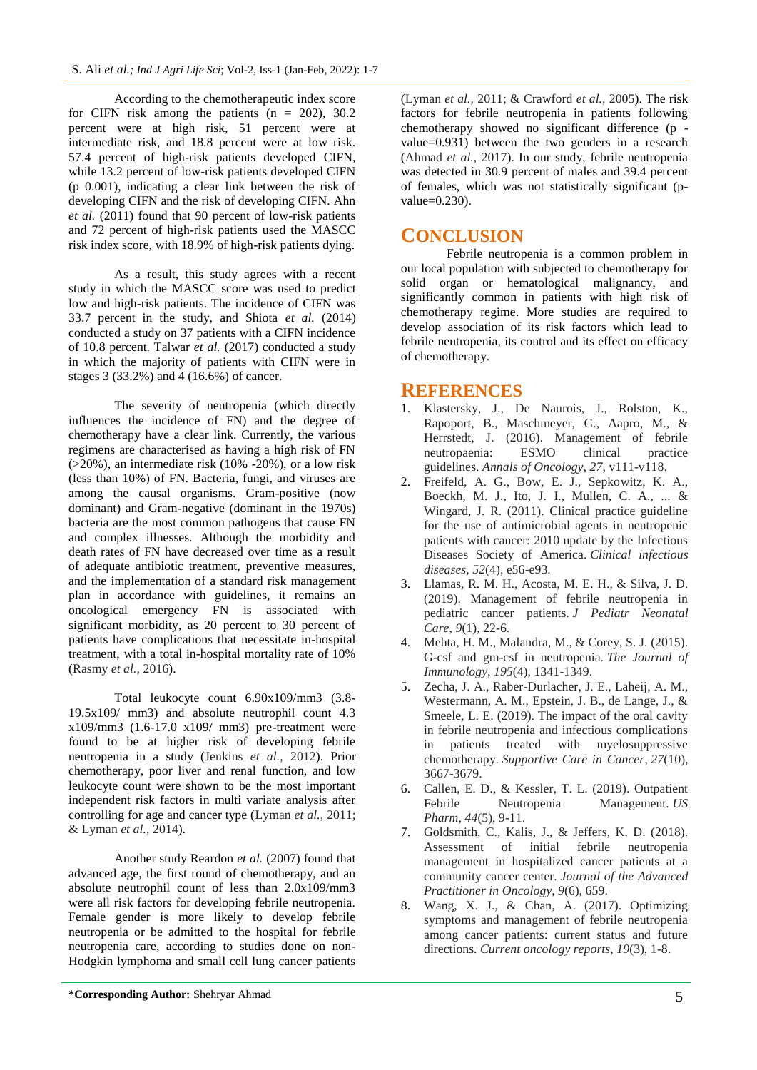According to the chemotherapeutic index score for CIFN risk among the patients (n = 202), 30.2 percent were at high risk, 51 percent were at intermediate risk, and 18.8 percent were at low risk. 57.4 percent of high-risk patients developed CIFN, while 13.2 percent of low-risk patients developed CIFN (p 0.001), indicating a clear link between the risk of developing CIFN and the risk of developing CIFN. Ahn *et al.* (2011) found that 90 percent of low-risk patients and 72 percent of high-risk patients used the MASCC risk index score, with 18.9% of high-risk patients dying.

As a result, this study agrees with a recent study in which the MASCC score was used to predict low and high-risk patients. The incidence of CIFN was 33.7 percent in the study, and Shiota *et al.* (2014) conducted a study on 37 patients with a CIFN incidence of 10.8 percent. Talwar *et al.* (2017) conducted a study in which the majority of patients with CIFN were in stages 3 (33.2%) and 4 (16.6%) of cancer.

The severity of neutropenia (which directly influences the incidence of FN) and the degree of chemotherapy have a clear link. Currently, the various regimens are characterised as having a high risk of FN (>20%), an intermediate risk (10% -20%), or a low risk (less than 10%) of FN. Bacteria, fungi, and viruses are among the causal organisms. Gram-positive (now dominant) and Gram-negative (dominant in the 1970s) bacteria are the most common pathogens that cause FN and complex illnesses. Although the morbidity and death rates of FN have decreased over time as a result of adequate antibiotic treatment, preventive measures, and the implementation of a standard risk management plan in accordance with guidelines, it remains an oncological emergency FN is associated with significant morbidity, as 20 percent to 30 percent of patients have complications that necessitate in-hospital treatment, with a total in-hospital mortality rate of 10% (Rasmy *et al.*, 2016).

Total leukocyte count 6.90x109/mm3 (3.8-19.5x109/ mm3) and absolute neutrophil count 4.3 x109/mm3 (1.6-17.0 x109/ mm3) pre-treatment were found to be at higher risk of developing febrile neutropenia in a study (Jenkins *et al.*, 2012). Prior chemotherapy, poor liver and renal function, and low leukocyte count were shown to be the most important independent risk factors in multi variate analysis after controlling for age and cancer type (Lyman *et al.*, 2011; & Lyman *et al.*, 2014).

Another study Reardon *et al.* (2007) found that advanced age, the first round of chemotherapy, and an absolute neutrophil count of less than 2.0x109/mm3 were all risk factors for developing febrile neutropenia. Female gender is more likely to develop febrile neutropenia or be admitted to the hospital for febrile neutropenia care, according to studies done on non-Hodgkin lymphoma and small cell lung cancer patients (Lyman *et al.*, 2011; & Crawford *et al.*, 2005). The risk factors for febrile neutropenia in patients following chemotherapy showed no significant difference (p - value=0.931) between the two genders in a research (Ahmad *et al.*, 2017). In our study, febrile neutropenia was detected in 30.9 percent of males and 39.4 percent of females, which was not statistically significant (p-value=0.230).

## CONCLUSION

Febrile neutropenia is a common problem in our local population with subjected to chemotherapy for solid organ or hematological malignancy, and significantly common in patients with high risk of chemotherapy regime. More studies are required to develop association of its risk factors which lead to febrile neutropenia, its control and its effect on efficacy of chemotherapy.

## REFERENCES

1. Klastersky, J., De Naurois, J., Rolston, K., Rapoport, B., Maschmeyer, G., Aapro, M., & Herrstedt, J. (2016). Management of febrile neutropaenia: ESMO clinical practice guidelines. *Annals of Oncology*, *27*, v111-v118.
2. Freifeld, A. G., Bow, E. J., Sepkowitz, K. A., Boeckh, M. J., Ito, J. I., Mullen, C. A., ... & Wingard, J. R. (2011). Clinical practice guideline for the use of antimicrobial agents in neutropenic patients with cancer: 2010 update by the Infectious Diseases Society of America. *Clinical infectious diseases*, *52*(4), e56-e93.
3. Llamas, R. M. H., Acosta, M. E. H., & Silva, J. D. (2019). Management of febrile neutropenia in pediatric cancer patients. *J Pediatr Neonatal Care*, *9*(1), 22-6.
4. Mehta, H. M., Malandra, M., & Corey, S. J. (2015). G-csf and gm-csf in neutropenia. *The Journal of Immunology*, *195*(4), 1341-1349.
5. Zecha, J. A., Raber-Durlacher, J. E., Laheij, A. M., Westermann, A. M., Epstein, J. B., de Lange, J., & Smeele, L. E. (2019). The impact of the oral cavity in febrile neutropenia and infectious complications in patients treated with myelosuppressive chemotherapy. *Supportive Care in Cancer*, *27*(10), 3667-3679.
6. Callen, E. D., & Kessler, T. L. (2019). Outpatient Febrile Neutropenia Management. *US Pharm*, *44*(5), 9-11.
7. Goldsmith, C., Kalis, J., & Jeffers, K. D. (2018). Assessment of initial febrile neutropenia management in hospitalized cancer patients at a community cancer center. *Journal of the Advanced Practitioner in Oncology*, *9*(6), 659.
8. Wang, X. J., & Chan, A. (2017). Optimizing symptoms and management of febrile neutropenia among cancer patients: current status and future directions. *Current oncology reports*, *19*(3), 1-8.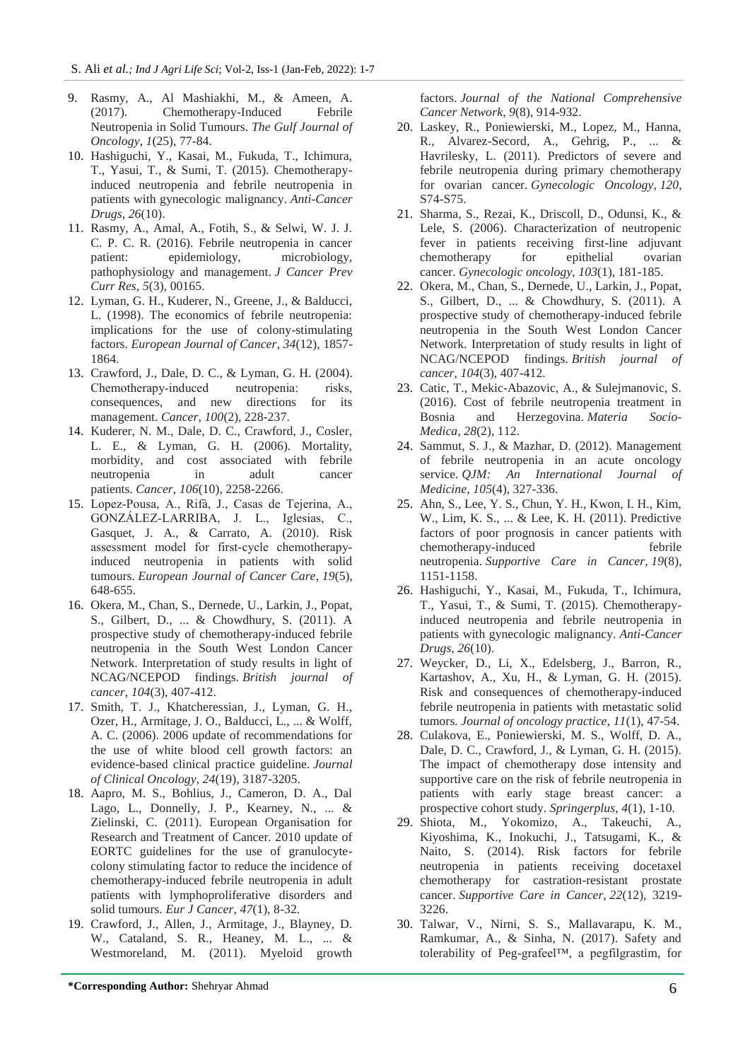9. Rasmy, A., Al Mashiakhi, M., & Ameen, A. (2017). Chemotherapy-Induced Febrile Neutropenia in Solid Tumours. *The Gulf Journal of Oncology*, *1*(25), 77-84.
10. Hashiguchi, Y., Kasai, M., Fukuda, T., Ichimura, T., Yasui, T., & Sumi, T. (2015). Chemotherapy-induced neutropenia and febrile neutropenia in patients with gynecologic malignancy. *Anti-Cancer Drugs*, *26*(10).
11. Rasmy, A., Amal, A., Fotih, S., & Selwi, W. J. J. C. P. C. R. (2016). Febrile neutropenia in cancer patient: epidemiology, microbiology, pathophysiology and management. *J Cancer Prev Curr Res*, *5*(3), 00165.
12. Lyman, G. H., Kuderer, N., Greene, J., & Balducci, L. (1998). The economics of febrile neutropenia: implications for the use of colony-stimulating factors. *European Journal of Cancer*, *34*(12), 1857-1864.
13. Crawford, J., Dale, D. C., & Lyman, G. H. (2004). Chemotherapy-induced neutropenia: risks, consequences, and new directions for its management. *Cancer*, *100*(2), 228-237.
14. Kuderer, N. M., Dale, D. C., Crawford, J., Cosler, L. E., & Lyman, G. H. (2006). Mortality, morbidity, and cost associated with febrile neutropenia in adult cancer patients. *Cancer*, *106*(10), 2258-2266.
15. Lopez-Pousa, A., Rifà, J., Casas de Tejerina, A., GONZÁLEZ-LARRIBA, J. L., Iglesias, C., Gasquet, J. A., & Carrato, A. (2010). Risk assessment model for first-cycle chemotherapy-induced neutropenia in patients with solid tumours. *European Journal of Cancer Care*, *19*(5), 648-655.
16. Okera, M., Chan, S., Dernede, U., Larkin, J., Popat, S., Gilbert, D., ... & Chowdhury, S. (2011). A prospective study of chemotherapy-induced febrile neutropenia in the South West London Cancer Network. Interpretation of study results in light of NCAG/NCEPOD findings. *British journal of cancer*, *104*(3), 407-412.
17. Smith, T. J., Khatcheressian, J., Lyman, G. H., Ozer, H., Armitage, J. O., Balducci, L., ... & Wolff, A. C. (2006). 2006 update of recommendations for the use of white blood cell growth factors: an evidence-based clinical practice guideline. *Journal of Clinical Oncology*, *24*(19), 3187-3205.
18. Aapro, M. S., Bohlius, J., Cameron, D. A., Dal Lago, L., Donnelly, J. P., Kearney, N., ... & Zielinski, C. (2011). European Organisation for Research and Treatment of Cancer. 2010 update of EORTC guidelines for the use of granulocyte-colony stimulating factor to reduce the incidence of chemotherapy-induced febrile neutropenia in adult patients with lymphoproliferative disorders and solid tumours. *Eur J Cancer*, *47*(1), 8-32.
19. Crawford, J., Allen, J., Armitage, J., Blayney, D. W., Cataland, S. R., Heaney, M. L., ... & Westmoreland, M. (2011). Myeloid growth factors. *Journal of the National Comprehensive Cancer Network*, *9*(8), 914-932.
20. Laskey, R., Poniewierski, M., Lopez, M., Hanna, R., Alvarez-Secord, A., Gehrig, P., ... & Havrilesky, L. (2011). Predictors of severe and febrile neutropenia during primary chemotherapy for ovarian cancer. *Gynecologic Oncology*, *120*, S74-S75.
21. Sharma, S., Rezai, K., Driscoll, D., Odunsi, K., & Lele, S. (2006). Characterization of neutropenic fever in patients receiving first-line adjuvant chemotherapy for epithelial ovarian cancer. *Gynecologic oncology*, *103*(1), 181-185.
22. Okera, M., Chan, S., Dernede, U., Larkin, J., Popat, S., Gilbert, D., ... & Chowdhury, S. (2011). A prospective study of chemotherapy-induced febrile neutropenia in the South West London Cancer Network. Interpretation of study results in light of NCAG/NCEPOD findings. *British journal of cancer*, *104*(3), 407-412.
23. Catic, T., Mekic-Abazovic, A., & Sulejmanovic, S. (2016). Cost of febrile neutropenia treatment in Bosnia and Herzegovina. *Materia Socio-Medica*, *28*(2), 112.
24. Sammut, S. J., & Mazhar, D. (2012). Management of febrile neutropenia in an acute oncology service. *QJM: An International Journal of Medicine*, *105*(4), 327-336.
25. Ahn, S., Lee, Y. S., Chun, Y. H., Kwon, I. H., Kim, W., Lim, K. S., ... & Lee, K. H. (2011). Predictive factors of poor prognosis in cancer patients with chemotherapy-induced febrile neutropenia. *Supportive Care in Cancer*, *19*(8), 1151-1158.
26. Hashiguchi, Y., Kasai, M., Fukuda, T., Ichimura, T., Yasui, T., & Sumi, T. (2015). Chemotherapy-induced neutropenia and febrile neutropenia in patients with gynecologic malignancy. *Anti-Cancer Drugs*, *26*(10).
27. Weycker, D., Li, X., Edelsberg, J., Barron, R., Kartashov, A., Xu, H., & Lyman, G. H. (2015). Risk and consequences of chemotherapy-induced febrile neutropenia in patients with metastatic solid tumors. *Journal of oncology practice*, *11*(1), 47-54.
28. Culakova, E., Poniewierski, M. S., Wolff, D. A., Dale, D. C., Crawford, J., & Lyman, G. H. (2015). The impact of chemotherapy dose intensity and supportive care on the risk of febrile neutropenia in patients with early stage breast cancer: a prospective cohort study. *Springerplus*, *4*(1), 1-10.
29. Shiota, M., Yokomizo, A., Takeuchi, A., Kiyoshima, K., Inokuchi, J., Tatsugami, K., & Naito, S. (2014). Risk factors for febrile neutropenia in patients receiving docetaxel chemotherapy for castration-resistant prostate cancer. *Supportive Care in Cancer*, *22*(12), 3219-3226.
30. Talwar, V., Nirni, S. S., Mallavarapu, K. M., Ramkumar, A., & Sinha, N. (2017). Safety and tolerability of Peg-grafeel™, a pegfilgrastim, for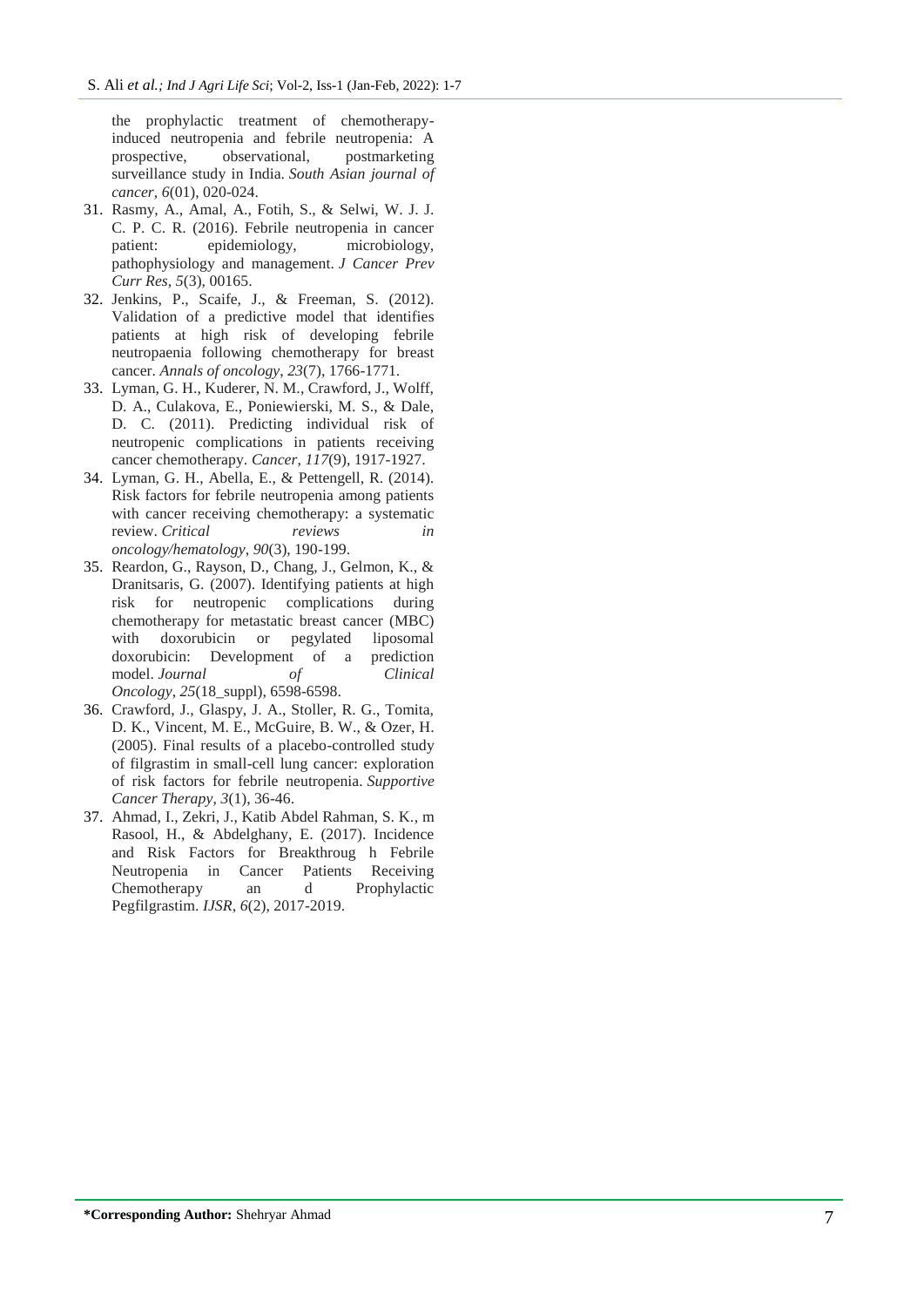the prophylactic treatment of chemotherapy-induced neutropenia and febrile neutropenia: A prospective, observational, postmarketing surveillance study in India. *South Asian journal of cancer*, *6*(01), 020-024.

31. Rasmy, A., Amal, A., Fotih, S., & Selwi, W. J. J. C. P. C. R. (2016). Febrile neutropenia in cancer patient: epidemiology, microbiology, pathophysiology and management. *J Cancer Prev Curr Res*, *5*(3), 00165.
32. Jenkins, P., Scaife, J., & Freeman, S. (2012). Validation of a predictive model that identifies patients at high risk of developing febrile neutropaenia following chemotherapy for breast cancer. *Annals of oncology*, *23*(7), 1766-1771.
33. Lyman, G. H., Kuderer, N. M., Crawford, J., Wolff, D. A., Culakova, E., Poniewierski, M. S., & Dale, D. C. (2011). Predicting individual risk of neutropenic complications in patients receiving cancer chemotherapy. *Cancer*, *117*(9), 1917-1927.
34. Lyman, G. H., Abella, E., & Pettengell, R. (2014). Risk factors for febrile neutropenia among patients with cancer receiving chemotherapy: a systematic review. *Critical reviews in oncology/hematology*, *90*(3), 190-199.
35. Reardon, G., Rayson, D., Chang, J., Gelmon, K., & Dranitsaris, G. (2007). Identifying patients at high risk for neutropenic complications during chemotherapy for metastatic breast cancer (MBC) with doxorubicin or pegylated liposomal doxorubicin: Development of a prediction model. *Journal of Clinical Oncology*, *25*(18_suppl), 6598-6598.
36. Crawford, J., Glaspy, J. A., Stoller, R. G., Tomita, D. K., Vincent, M. E., McGuire, B. W., & Ozer, H. (2005). Final results of a placebo-controlled study of filgrastim in small-cell lung cancer: exploration of risk factors for febrile neutropenia. *Supportive Cancer Therapy*, *3*(1), 36-46.
37. Ahmad, I., Zekri, J., Katib Abdel Rahman, S. K., m Rasool, H., & Abdelghany, E. (2017). Incidence and Risk Factors for Breakthroug h Febrile Neutropenia in Cancer Patients Receiving Chemotherapy an d Prophylactic Pegfilgrastim. *IJSR*, *6*(2), 2017-2019.

**\*Corresponding Author:** Shehryar Ahmad